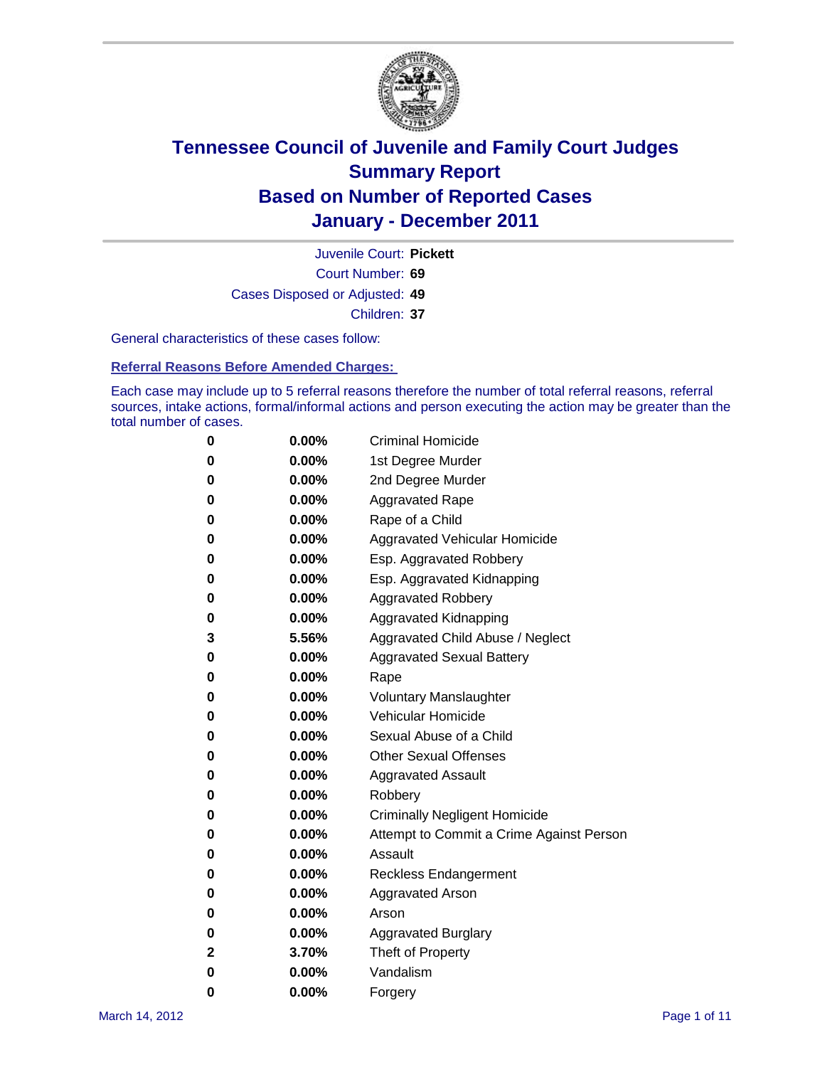# Tennessee Council of Juvenile and Family Court Judges
## Summary Report
## Based on Number of Reported Cases
## January - December 2011

Juvenile Court: **Pickett**

Court Number: **69**

Cases Disposed or Adjusted: **49**

Children: **37**

General characteristics of these cases follow:

### Referral Reasons Before Amended Charges:

Each case may include up to 5 referral reasons therefore the number of total referral reasons, referral sources, intake actions, formal/informal actions and person executing the action may be greater than the total number of cases.

| Count | Percent | Referral Reason |
|---|---|---|
| 0 | 0.00% | Criminal Homicide |
| 0 | 0.00% | 1st Degree Murder |
| 0 | 0.00% | 2nd Degree Murder |
| 0 | 0.00% | Aggravated Rape |
| 0 | 0.00% | Rape of a Child |
| 0 | 0.00% | Aggravated Vehicular Homicide |
| 0 | 0.00% | Esp. Aggravated Robbery |
| 0 | 0.00% | Esp. Aggravated Kidnapping |
| 0 | 0.00% | Aggravated Robbery |
| 0 | 0.00% | Aggravated Kidnapping |
| 3 | 5.56% | Aggravated Child Abuse / Neglect |
| 0 | 0.00% | Aggravated Sexual Battery |
| 0 | 0.00% | Rape |
| 0 | 0.00% | Voluntary Manslaughter |
| 0 | 0.00% | Vehicular Homicide |
| 0 | 0.00% | Sexual Abuse of a Child |
| 0 | 0.00% | Other Sexual Offenses |
| 0 | 0.00% | Aggravated Assault |
| 0 | 0.00% | Robbery |
| 0 | 0.00% | Criminally Negligent Homicide |
| 0 | 0.00% | Attempt to Commit a Crime Against Person |
| 0 | 0.00% | Assault |
| 0 | 0.00% | Reckless Endangerment |
| 0 | 0.00% | Aggravated Arson |
| 0 | 0.00% | Arson |
| 0 | 0.00% | Aggravated Burglary |
| 2 | 3.70% | Theft of Property |
| 0 | 0.00% | Vandalism |
| 0 | 0.00% | Forgery |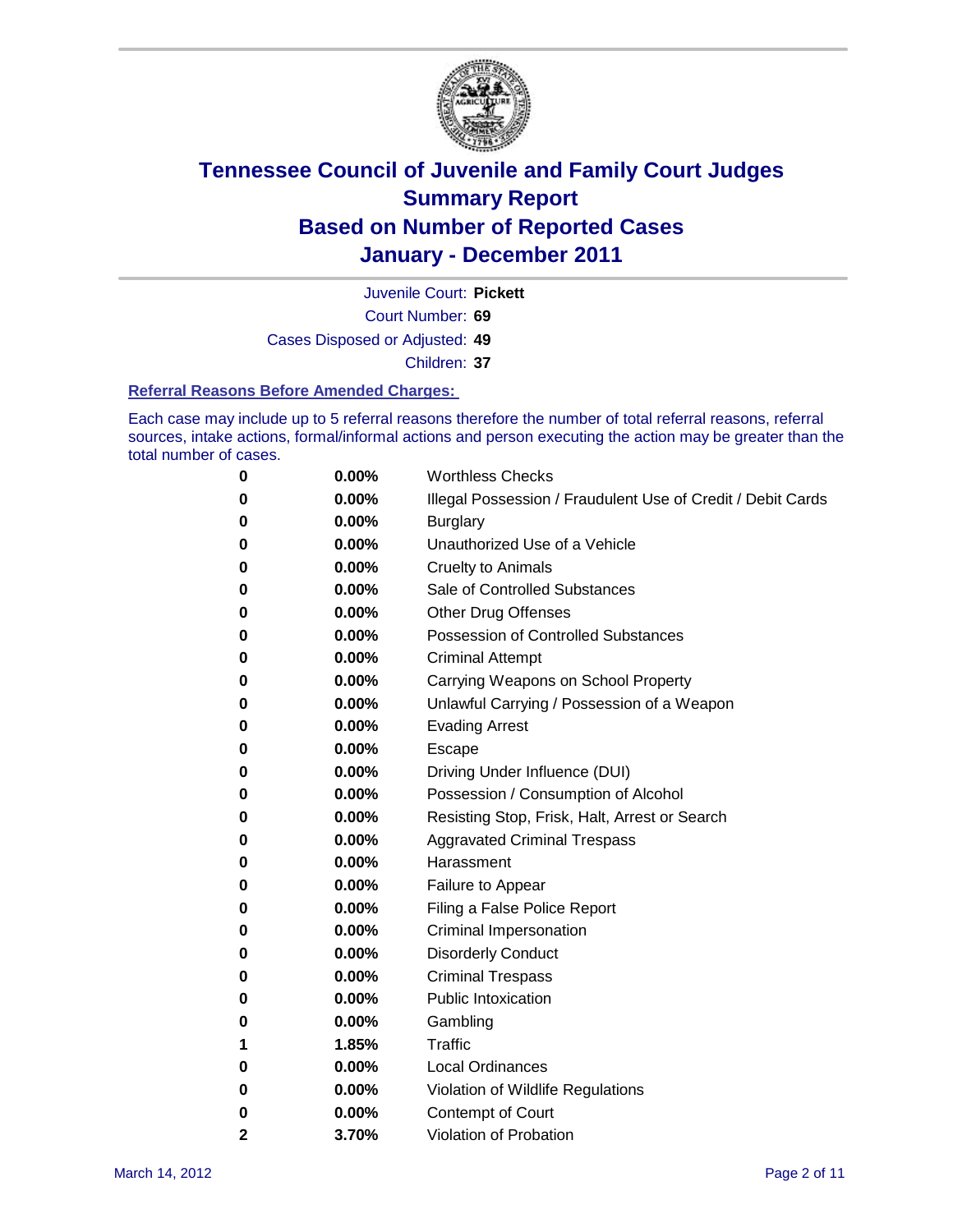# Tennessee Council of Juvenile and Family Court Judges
## Summary Report
## Based on Number of Reported Cases
## January - December 2011

Juvenile Court: **Pickett**

Court Number: **69**

Cases Disposed or Adjusted: **49**

Children: **37**

### Referral Reasons Before Amended Charges:

Each case may include up to 5 referral reasons therefore the number of total referral reasons, referral sources, intake actions, formal/informal actions and person executing the action may be greater than the total number of cases.

| Count | Percent | Referral Reason |
|---|---|---|
| 0 | 0.00% | Worthless Checks |
| 0 | 0.00% | Illegal Possession / Fraudulent Use of Credit / Debit Cards |
| 0 | 0.00% | Burglary |
| 0 | 0.00% | Unauthorized Use of a Vehicle |
| 0 | 0.00% | Cruelty to Animals |
| 0 | 0.00% | Sale of Controlled Substances |
| 0 | 0.00% | Other Drug Offenses |
| 0 | 0.00% | Possession of Controlled Substances |
| 0 | 0.00% | Criminal Attempt |
| 0 | 0.00% | Carrying Weapons on School Property |
| 0 | 0.00% | Unlawful Carrying / Possession of a Weapon |
| 0 | 0.00% | Evading Arrest |
| 0 | 0.00% | Escape |
| 0 | 0.00% | Driving Under Influence (DUI) |
| 0 | 0.00% | Possession / Consumption of Alcohol |
| 0 | 0.00% | Resisting Stop, Frisk, Halt, Arrest or Search |
| 0 | 0.00% | Aggravated Criminal Trespass |
| 0 | 0.00% | Harassment |
| 0 | 0.00% | Failure to Appear |
| 0 | 0.00% | Filing a False Police Report |
| 0 | 0.00% | Criminal Impersonation |
| 0 | 0.00% | Disorderly Conduct |
| 0 | 0.00% | Criminal Trespass |
| 0 | 0.00% | Public Intoxication |
| 0 | 0.00% | Gambling |
| 1 | 1.85% | Traffic |
| 0 | 0.00% | Local Ordinances |
| 0 | 0.00% | Violation of Wildlife Regulations |
| 0 | 0.00% | Contempt of Court |
| 2 | 3.70% | Violation of Probation |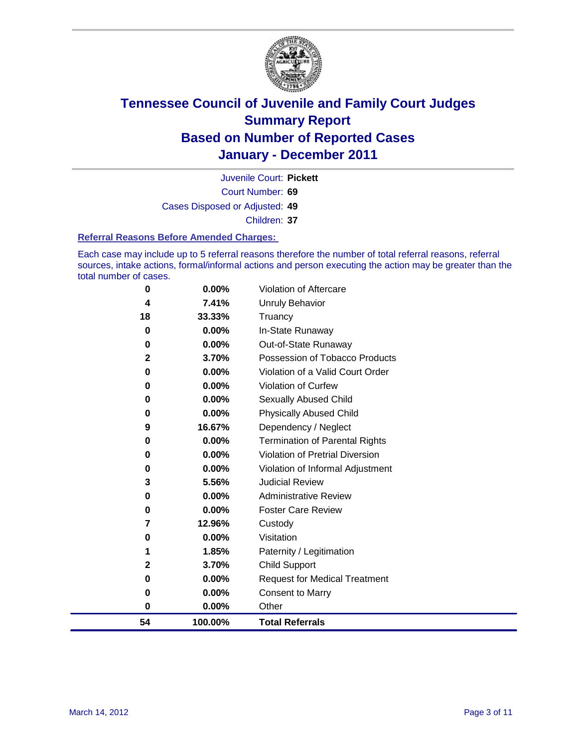# Tennessee Council of Juvenile and Family Court Judges
## Summary Report
## Based on Number of Reported Cases
## January - December 2011

Juvenile Court: **Pickett**

Court Number: **69**

Cases Disposed or Adjusted: **49**

Children: **37**

### Referral Reasons Before Amended Charges:

Each case may include up to 5 referral reasons therefore the number of total referral reasons, referral sources, intake actions, formal/informal actions and person executing the action may be greater than the total number of cases.

| Count | Percent | Referral Reason |
|---|---|---|
| 0 | 0.00% | Violation of Aftercare |
| 4 | 7.41% | Unruly Behavior |
| 18 | 33.33% | Truancy |
| 0 | 0.00% | In-State Runaway |
| 0 | 0.00% | Out-of-State Runaway |
| 2 | 3.70% | Possession of Tobacco Products |
| 0 | 0.00% | Violation of a Valid Court Order |
| 0 | 0.00% | Violation of Curfew |
| 0 | 0.00% | Sexually Abused Child |
| 0 | 0.00% | Physically Abused Child |
| 9 | 16.67% | Dependency / Neglect |
| 0 | 0.00% | Termination of Parental Rights |
| 0 | 0.00% | Violation of Pretrial Diversion |
| 0 | 0.00% | Violation of Informal Adjustment |
| 3 | 5.56% | Judicial Review |
| 0 | 0.00% | Administrative Review |
| 0 | 0.00% | Foster Care Review |
| 7 | 12.96% | Custody |
| 0 | 0.00% | Visitation |
| 1 | 1.85% | Paternity / Legitimation |
| 2 | 3.70% | Child Support |
| 0 | 0.00% | Request for Medical Treatment |
| 0 | 0.00% | Consent to Marry |
| 0 | 0.00% | Other |
| **54** | **100.00%** | **Total Referrals** |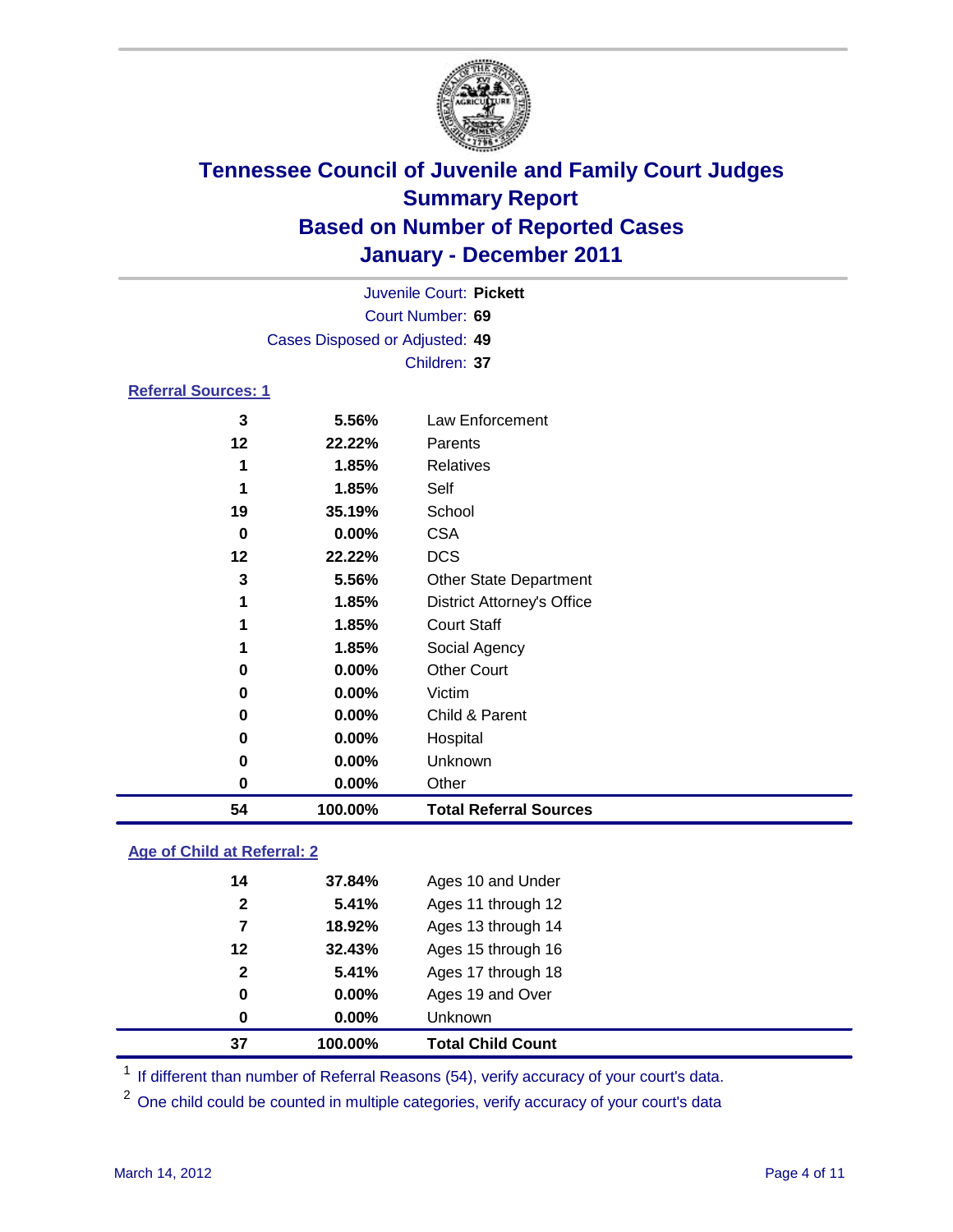# Tennessee Council of Juvenile and Family Court Judges
## Summary Report
## Based on Number of Reported Cases
## January - December 2011

Juvenile Court: **Pickett**
Court Number: **69**
Cases Disposed or Adjusted: **49**
Children: **37**

### Referral Sources: 1

| | | |
|---|---|---|
| 3 | 5.56% | Law Enforcement |
| 12 | 22.22% | Parents |
| 1 | 1.85% | Relatives |
| 1 | 1.85% | Self |
| 19 | 35.19% | School |
| 0 | 0.00% | CSA |
| 12 | 22.22% | DCS |
| 3 | 5.56% | Other State Department |
| 1 | 1.85% | District Attorney's Office |
| 1 | 1.85% | Court Staff |
| 1 | 1.85% | Social Agency |
| 0 | 0.00% | Other Court |
| 0 | 0.00% | Victim |
| 0 | 0.00% | Child & Parent |
| 0 | 0.00% | Hospital |
| 0 | 0.00% | Unknown |
| 0 | 0.00% | Other |
| **54** | **100.00%** | **Total Referral Sources** |

### Age of Child at Referral: 2

| | | |
|---|---|---|
| 14 | 37.84% | Ages 10 and Under |
| 2 | 5.41% | Ages 11 through 12 |
| 7 | 18.92% | Ages 13 through 14 |
| 12 | 32.43% | Ages 15 through 16 |
| 2 | 5.41% | Ages 17 through 18 |
| 0 | 0.00% | Ages 19 and Over |
| 0 | 0.00% | Unknown |
| **37** | **100.00%** | **Total Child Count** |

[1] If different than number of Referral Reasons (54), verify accuracy of your court's data.

[2] One child could be counted in multiple categories, verify accuracy of your court's data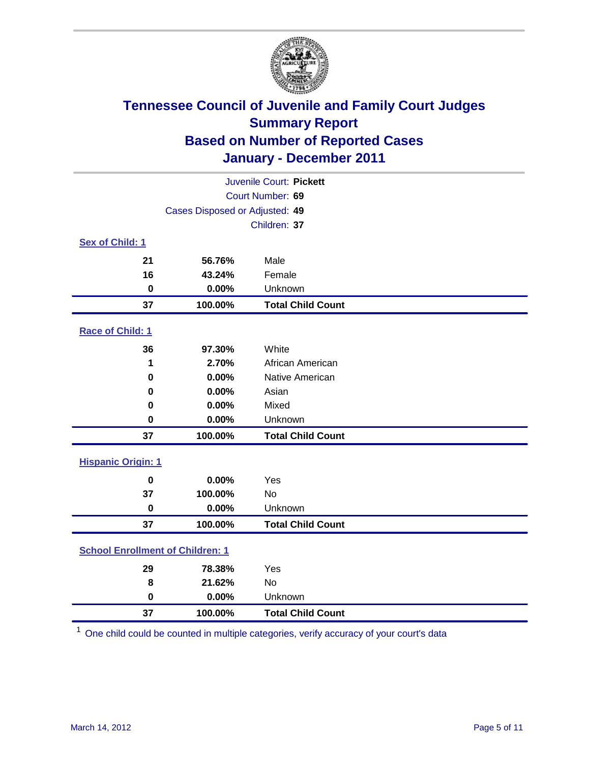# Tennessee Council of Juvenile and Family Court Judges
## Summary Report
## Based on Number of Reported Cases
## January - December 2011

Juvenile Court: **Pickett**
Court Number: **69**
Cases Disposed or Adjusted: **49**
Children: **37**

### Sex of Child: 1

| | | |
|---|---|---|
| 21 | 56.76% | Male |
| 16 | 43.24% | Female |
| 0 | 0.00% | Unknown |
| **37** | **100.00%** | **Total Child Count** |

### Race of Child: 1

| | | |
|---|---|---|
| 36 | 97.30% | White |
| 1 | 2.70% | African American |
| 0 | 0.00% | Native American |
| 0 | 0.00% | Asian |
| 0 | 0.00% | Mixed |
| 0 | 0.00% | Unknown |
| **37** | **100.00%** | **Total Child Count** |

### Hispanic Origin: 1

| | | |
|---|---|---|
| 0 | 0.00% | Yes |
| 37 | 100.00% | No |
| 0 | 0.00% | Unknown |
| **37** | **100.00%** | **Total Child Count** |

### School Enrollment of Children: 1

| | | |
|---|---|---|
| 29 | 78.38% | Yes |
| 8 | 21.62% | No |
| 0 | 0.00% | Unknown |
| **37** | **100.00%** | **Total Child Count** |

[1] One child could be counted in multiple categories, verify accuracy of your court's data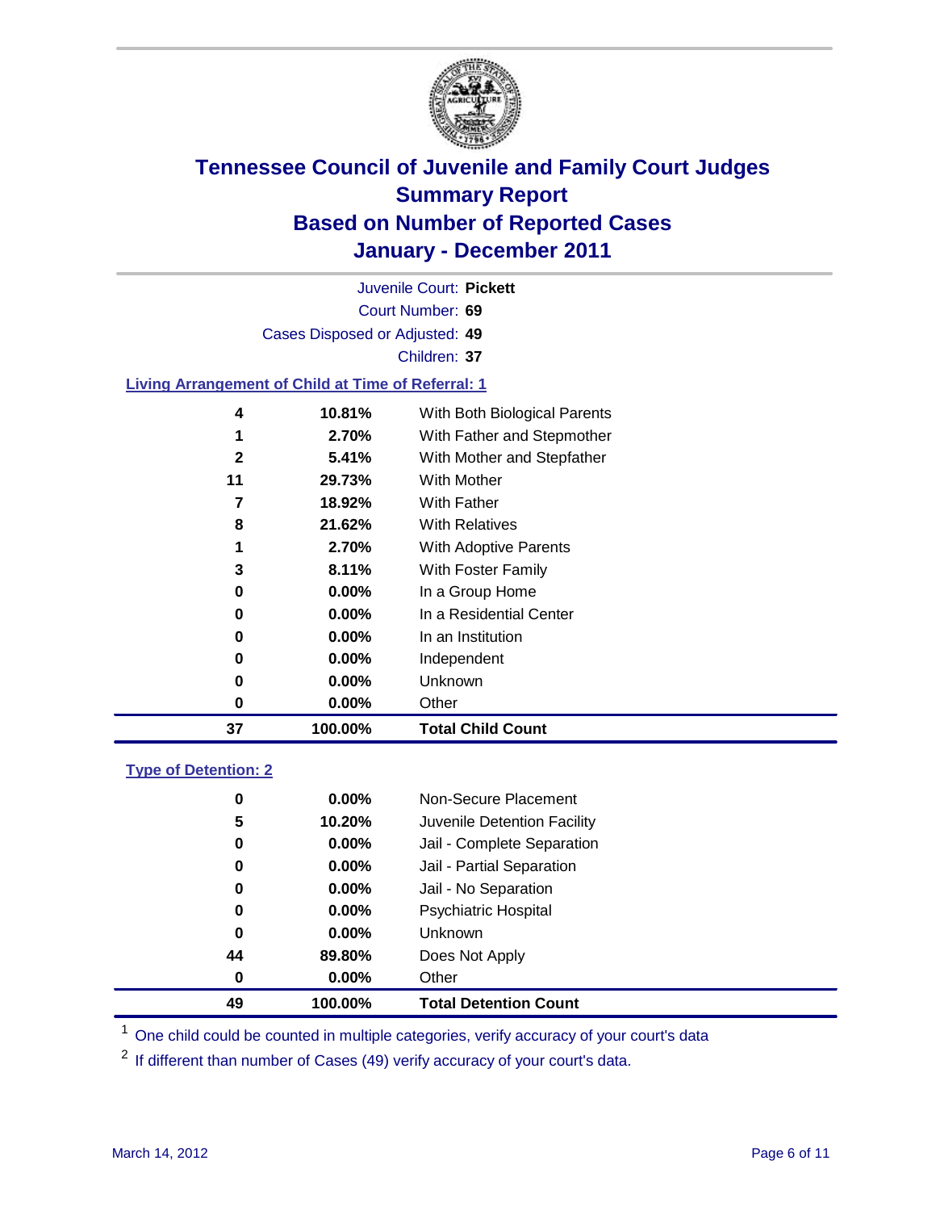# Tennessee Council of Juvenile and Family Court Judges
## Summary Report
## Based on Number of Reported Cases
## January - December 2011

Juvenile Court: **Pickett**
Court Number: **69**
Cases Disposed or Adjusted: **49**
Children: **37**

### Living Arrangement of Child at Time of Referral: 1

| Count | Percent | Living Arrangement |
|---|---|---|
| 4 | 10.81% | With Both Biological Parents |
| 1 | 2.70% | With Father and Stepmother |
| 2 | 5.41% | With Mother and Stepfather |
| 11 | 29.73% | With Mother |
| 7 | 18.92% | With Father |
| 8 | 21.62% | With Relatives |
| 1 | 2.70% | With Adoptive Parents |
| 3 | 8.11% | With Foster Family |
| 0 | 0.00% | In a Group Home |
| 0 | 0.00% | In a Residential Center |
| 0 | 0.00% | In an Institution |
| 0 | 0.00% | Independent |
| 0 | 0.00% | Unknown |
| 0 | 0.00% | Other |
| **37** | **100.00%** | **Total Child Count** |

### Type of Detention: 2

| Count | Percent | Type of Detention |
|---|---|---|
| 0 | 0.00% | Non-Secure Placement |
| 5 | 10.20% | Juvenile Detention Facility |
| 0 | 0.00% | Jail - Complete Separation |
| 0 | 0.00% | Jail - Partial Separation |
| 0 | 0.00% | Jail - No Separation |
| 0 | 0.00% | Psychiatric Hospital |
| 0 | 0.00% | Unknown |
| 44 | 89.80% | Does Not Apply |
| 0 | 0.00% | Other |
| **49** | **100.00%** | **Total Detention Count** |

[1] One child could be counted in multiple categories, verify accuracy of your court's data

[2] If different than number of Cases (49) verify accuracy of your court's data.

March 14, 2012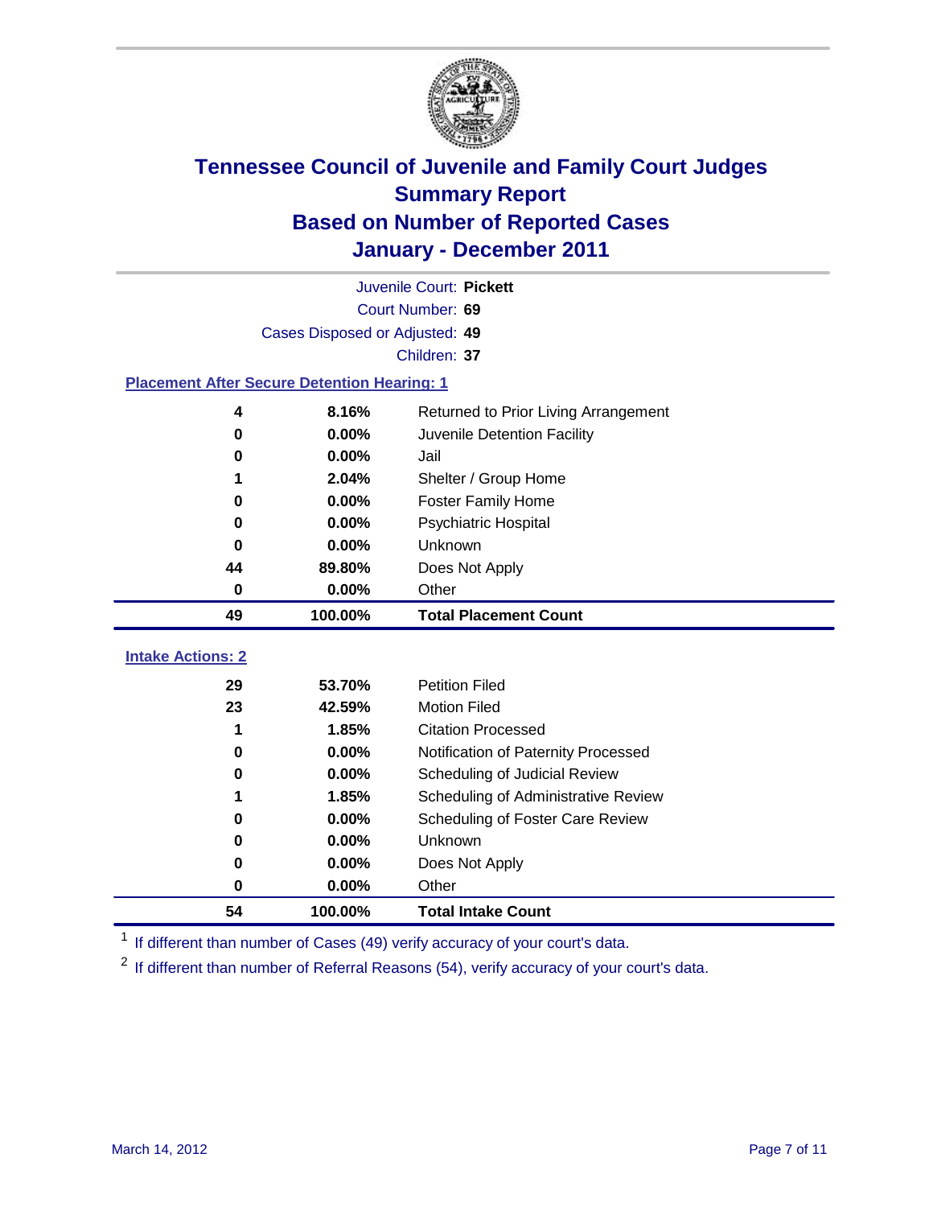# Tennessee Council of Juvenile and Family Court Judges
## Summary Report
## Based on Number of Reported Cases
## January - December 2011

Juvenile Court: **Pickett**

Court Number: **69**

Cases Disposed or Adjusted: **49**

Children: **37**

### Placement After Secure Detention Hearing: 1

| Count | Percent | Placement |
|---|---|---|
| 4 | 8.16% | Returned to Prior Living Arrangement |
| 0 | 0.00% | Juvenile Detention Facility |
| 0 | 0.00% | Jail |
| 1 | 2.04% | Shelter / Group Home |
| 0 | 0.00% | Foster Family Home |
| 0 | 0.00% | Psychiatric Hospital |
| 0 | 0.00% | Unknown |
| 44 | 89.80% | Does Not Apply |
| 0 | 0.00% | Other |
| **49** | **100.00%** | **Total Placement Count** |

### Intake Actions: 2

| Count | Percent | Intake Action |
|---|---|---|
| 29 | 53.70% | Petition Filed |
| 23 | 42.59% | Motion Filed |
| 1 | 1.85% | Citation Processed |
| 0 | 0.00% | Notification of Paternity Processed |
| 0 | 0.00% | Scheduling of Judicial Review |
| 1 | 1.85% | Scheduling of Administrative Review |
| 0 | 0.00% | Scheduling of Foster Care Review |
| 0 | 0.00% | Unknown |
| 0 | 0.00% | Does Not Apply |
| 0 | 0.00% | Other |
| **54** | **100.00%** | **Total Intake Count** |

[1] If different than number of Cases (49) verify accuracy of your court's data.

[2] If different than number of Referral Reasons (54), verify accuracy of your court's data.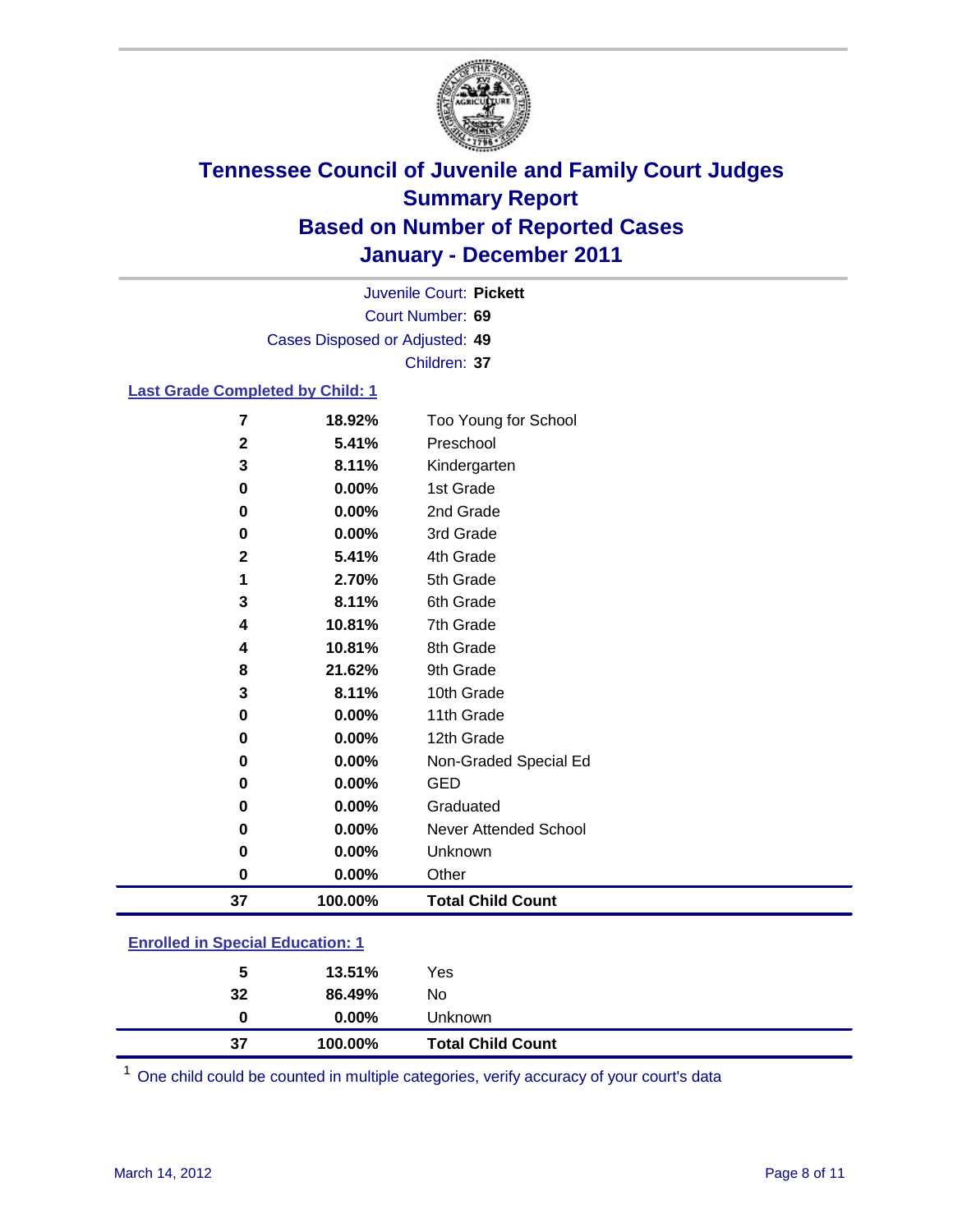# Tennessee Council of Juvenile and Family Court Judges
## Summary Report
## Based on Number of Reported Cases
## January - December 2011

Juvenile Court: **Pickett**

Court Number: **69**

Cases Disposed or Adjusted: **49**

Children: **37**

### Last Grade Completed by Child: 1

| Count | Percent | Category |
|---|---|---|
| 7 | 18.92% | Too Young for School |
| 2 | 5.41% | Preschool |
| 3 | 8.11% | Kindergarten |
| 0 | 0.00% | 1st Grade |
| 0 | 0.00% | 2nd Grade |
| 0 | 0.00% | 3rd Grade |
| 2 | 5.41% | 4th Grade |
| 1 | 2.70% | 5th Grade |
| 3 | 8.11% | 6th Grade |
| 4 | 10.81% | 7th Grade |
| 4 | 10.81% | 8th Grade |
| 8 | 21.62% | 9th Grade |
| 3 | 8.11% | 10th Grade |
| 0 | 0.00% | 11th Grade |
| 0 | 0.00% | 12th Grade |
| 0 | 0.00% | Non-Graded Special Ed |
| 0 | 0.00% | GED |
| 0 | 0.00% | Graduated |
| 0 | 0.00% | Never Attended School |
| 0 | 0.00% | Unknown |
| 0 | 0.00% | Other |
| **37** | **100.00%** | **Total Child Count** |

### Enrolled in Special Education: 1

| Count | Percent | Category |
|---|---|---|
| 5 | 13.51% | Yes |
| 32 | 86.49% | No |
| 0 | 0.00% | Unknown |
| **37** | **100.00%** | **Total Child Count** |

[1] One child could be counted in multiple categories, verify accuracy of your court's data

March 14, 2012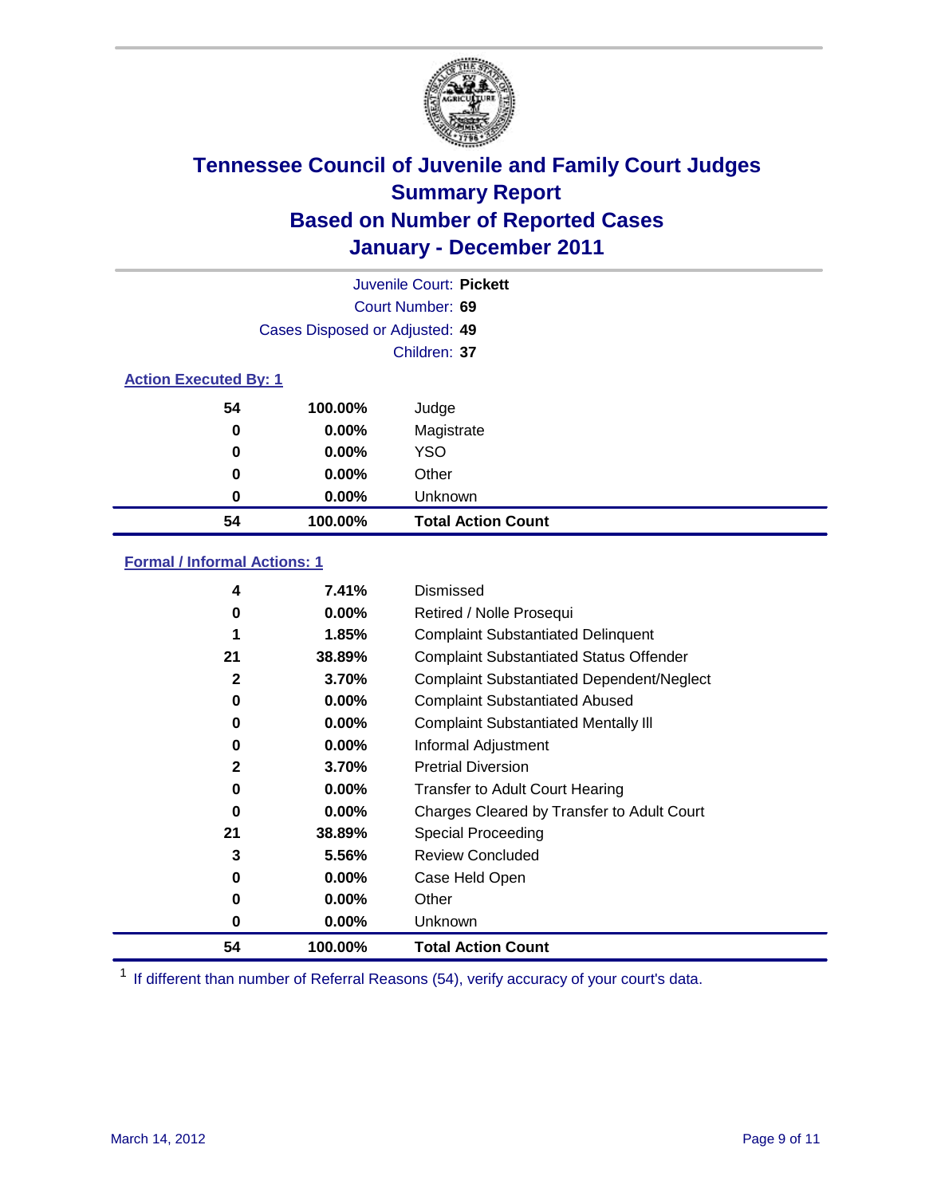# Tennessee Council of Juvenile and Family Court Judges
## Summary Report
## Based on Number of Reported Cases
## January - December 2011

Juvenile Court: **Pickett**
Court Number: **69**
Cases Disposed or Adjusted: **49**
Children: **37**

### Action Executed By: 1

| | | |
|---|---|---|
| 54 | 100.00% | Judge |
| 0 | 0.00% | Magistrate |
| 0 | 0.00% | YSO |
| 0 | 0.00% | Other |
| 0 | 0.00% | Unknown |
| **54** | **100.00%** | **Total Action Count** |

### Formal / Informal Actions: 1

| | | |
|---|---|---|
| 4 | 7.41% | Dismissed |
| 0 | 0.00% | Retired / Nolle Prosequi |
| 1 | 1.85% | Complaint Substantiated Delinquent |
| 21 | 38.89% | Complaint Substantiated Status Offender |
| 2 | 3.70% | Complaint Substantiated Dependent/Neglect |
| 0 | 0.00% | Complaint Substantiated Abused |
| 0 | 0.00% | Complaint Substantiated Mentally Ill |
| 0 | 0.00% | Informal Adjustment |
| 2 | 3.70% | Pretrial Diversion |
| 0 | 0.00% | Transfer to Adult Court Hearing |
| 0 | 0.00% | Charges Cleared by Transfer to Adult Court |
| 21 | 38.89% | Special Proceeding |
| 3 | 5.56% | Review Concluded |
| 0 | 0.00% | Case Held Open |
| 0 | 0.00% | Other |
| 0 | 0.00% | Unknown |
| **54** | **100.00%** | **Total Action Count** |

[1] If different than number of Referral Reasons (54), verify accuracy of your court's data.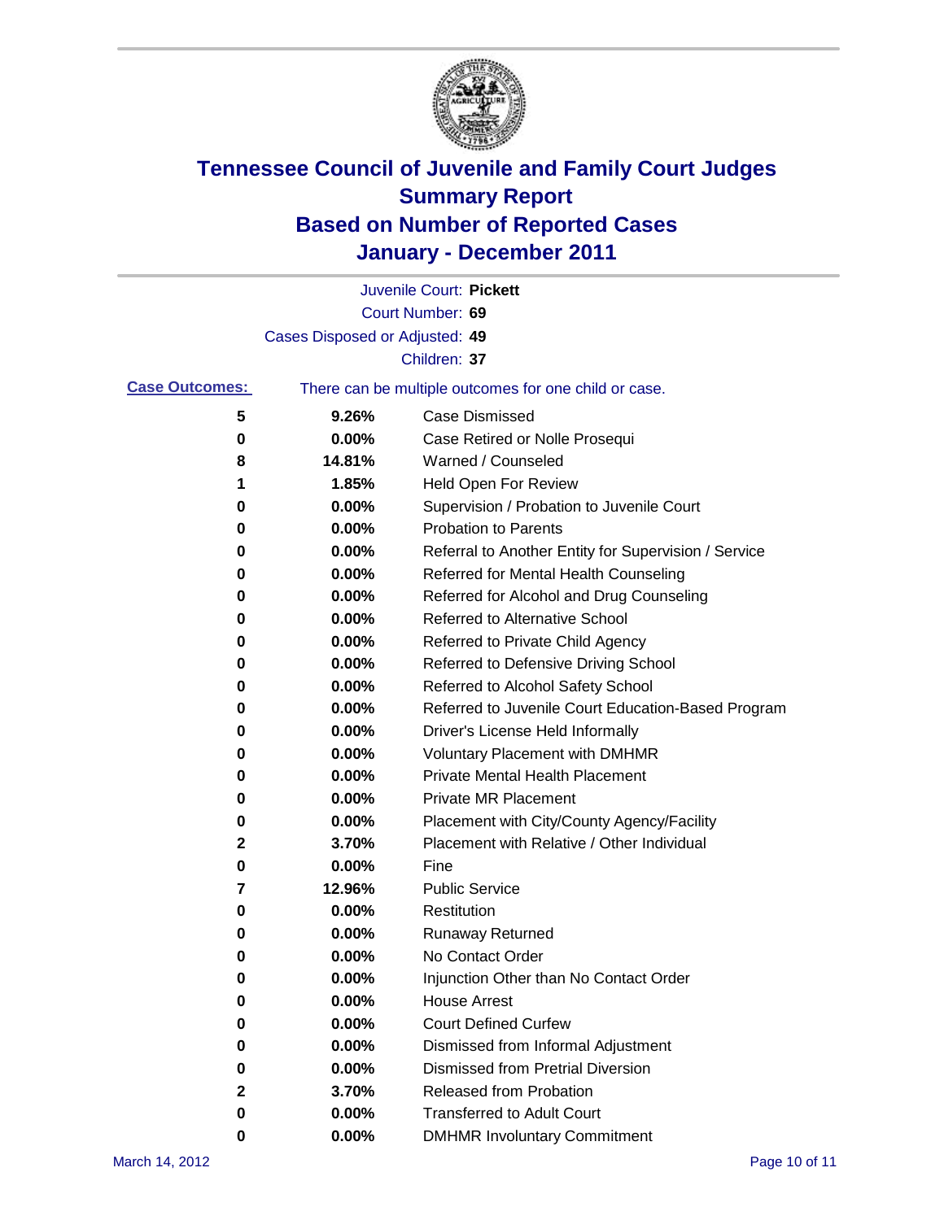# Tennessee Council of Juvenile and Family Court Judges
## Summary Report
## Based on Number of Reported Cases
## January - December 2011

Juvenile Court: **Pickett**
Court Number: **69**
Cases Disposed or Adjusted: **49**
Children: **37**

**Case Outcomes:** There can be multiple outcomes for one child or case.

| Count | Percent | Outcome |
|---|---|---|
| 5 | 9.26% | Case Dismissed |
| 0 | 0.00% | Case Retired or Nolle Prosequi |
| 8 | 14.81% | Warned / Counseled |
| 1 | 1.85% | Held Open For Review |
| 0 | 0.00% | Supervision / Probation to Juvenile Court |
| 0 | 0.00% | Probation to Parents |
| 0 | 0.00% | Referral to Another Entity for Supervision / Service |
| 0 | 0.00% | Referred for Mental Health Counseling |
| 0 | 0.00% | Referred for Alcohol and Drug Counseling |
| 0 | 0.00% | Referred to Alternative School |
| 0 | 0.00% | Referred to Private Child Agency |
| 0 | 0.00% | Referred to Defensive Driving School |
| 0 | 0.00% | Referred to Alcohol Safety School |
| 0 | 0.00% | Referred to Juvenile Court Education-Based Program |
| 0 | 0.00% | Driver's License Held Informally |
| 0 | 0.00% | Voluntary Placement with DMHMR |
| 0 | 0.00% | Private Mental Health Placement |
| 0 | 0.00% | Private MR Placement |
| 0 | 0.00% | Placement with City/County Agency/Facility |
| 2 | 3.70% | Placement with Relative / Other Individual |
| 0 | 0.00% | Fine |
| 7 | 12.96% | Public Service |
| 0 | 0.00% | Restitution |
| 0 | 0.00% | Runaway Returned |
| 0 | 0.00% | No Contact Order |
| 0 | 0.00% | Injunction Other than No Contact Order |
| 0 | 0.00% | House Arrest |
| 0 | 0.00% | Court Defined Curfew |
| 0 | 0.00% | Dismissed from Informal Adjustment |
| 0 | 0.00% | Dismissed from Pretrial Diversion |
| 2 | 3.70% | Released from Probation |
| 0 | 0.00% | Transferred to Adult Court |
| 0 | 0.00% | DMHMR Involuntary Commitment |

March 14, 2012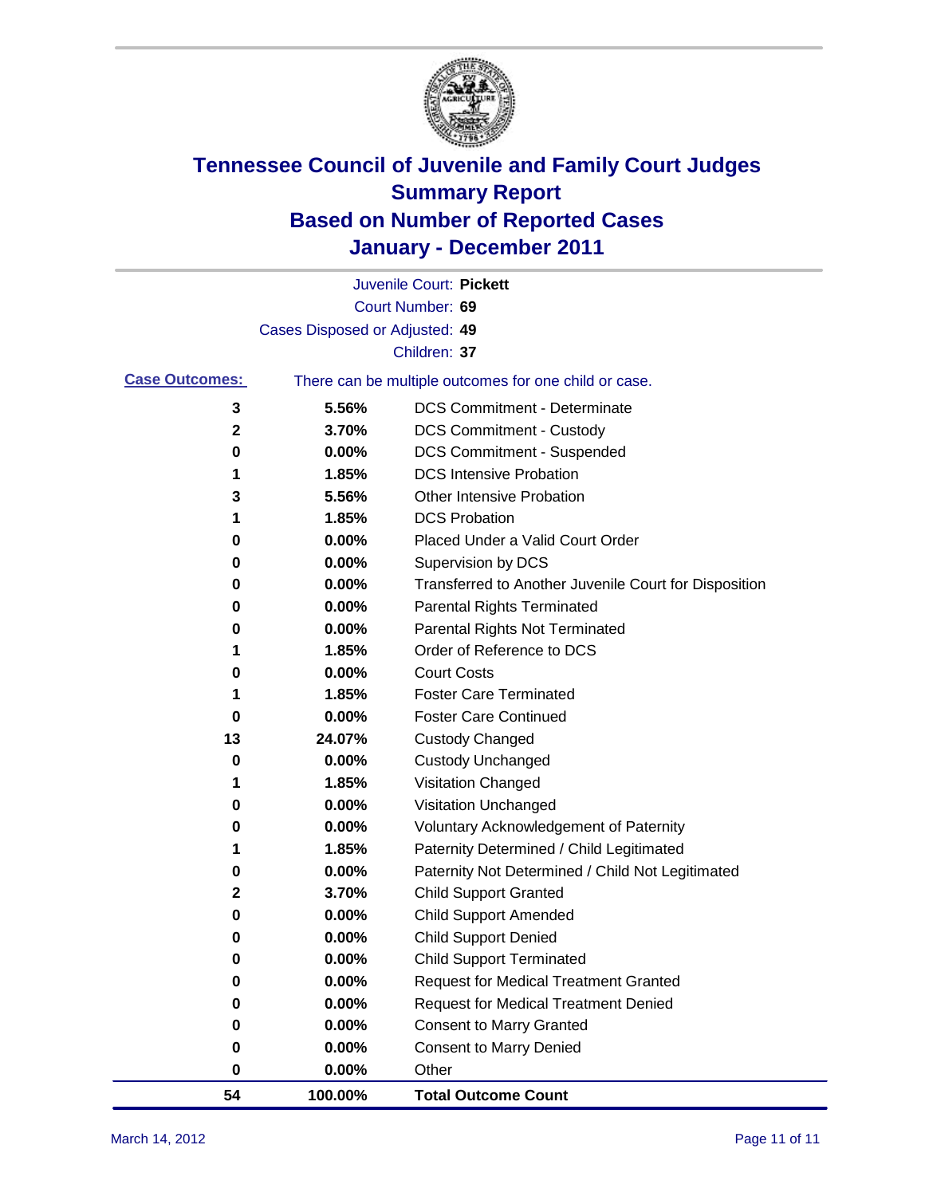# Tennessee Council of Juvenile and Family Court Judges
## Summary Report
## Based on Number of Reported Cases
## January - December 2011

Juvenile Court: **Pickett**

Court Number: **69**

Cases Disposed or Adjusted: **49**

Children: **37**

**Case Outcomes:** There can be multiple outcomes for one child or case.

| | | |
|---|---|---|
| 3 | 5.56% | DCS Commitment - Determinate |
| 2 | 3.70% | DCS Commitment - Custody |
| 0 | 0.00% | DCS Commitment - Suspended |
| 1 | 1.85% | DCS Intensive Probation |
| 3 | 5.56% | Other Intensive Probation |
| 1 | 1.85% | DCS Probation |
| 0 | 0.00% | Placed Under a Valid Court Order |
| 0 | 0.00% | Supervision by DCS |
| 0 | 0.00% | Transferred to Another Juvenile Court for Disposition |
| 0 | 0.00% | Parental Rights Terminated |
| 0 | 0.00% | Parental Rights Not Terminated |
| 1 | 1.85% | Order of Reference to DCS |
| 0 | 0.00% | Court Costs |
| 1 | 1.85% | Foster Care Terminated |
| 0 | 0.00% | Foster Care Continued |
| 13 | 24.07% | Custody Changed |
| 0 | 0.00% | Custody Unchanged |
| 1 | 1.85% | Visitation Changed |
| 0 | 0.00% | Visitation Unchanged |
| 0 | 0.00% | Voluntary Acknowledgement of Paternity |
| 1 | 1.85% | Paternity Determined / Child Legitimated |
| 0 | 0.00% | Paternity Not Determined / Child Not Legitimated |
| 2 | 3.70% | Child Support Granted |
| 0 | 0.00% | Child Support Amended |
| 0 | 0.00% | Child Support Denied |
| 0 | 0.00% | Child Support Terminated |
| 0 | 0.00% | Request for Medical Treatment Granted |
| 0 | 0.00% | Request for Medical Treatment Denied |
| 0 | 0.00% | Consent to Marry Granted |
| 0 | 0.00% | Consent to Marry Denied |
| 0 | 0.00% | Other |
| **54** | **100.00%** | **Total Outcome Count** |